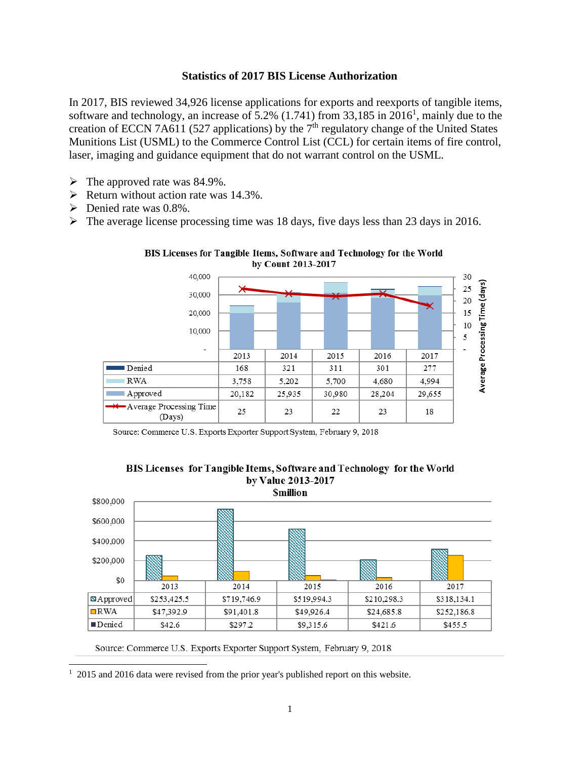# Statistics of 2017 BIS License Authorization

In 2017, BIS reviewed 34,926 license applications for exports and reexports of tangible items, software and technology, an increase of 5.2% (1.741) from 33,185 in 2016[1], mainly due to the creation of ECCN 7A611 (527 applications) by the 7th regulatory change of the United States Munitions List (USML) to the Commerce Control List (CCL) for certain items of fire control, laser, imaging and guidance equipment that do not warrant control on the USML.

- The approved rate was 84.9%.
- Return without action rate was 14.3%.
- Denied rate was 0.8%.
- The average license processing time was 18 days, five days less than 23 days in 2016.

**BIS Licenses for Tangible Items, Software and Technology for the World by Count 2013-2017**

| | 2013 | 2014 | 2015 | 2016 | 2017 |
|---|---|---|---|---|---|
| Denied | 168 | 321 | 311 | 301 | 277 |
| RWA | 3,758 | 5,202 | 5,700 | 4,680 | 4,994 |
| Approved | 20,182 | 25,935 | 30,980 | 28,204 | 29,655 |
| Average Processing Time (Days) | 25 | 23 | 22 | 23 | 18 |

Source: Commerce U.S. Exports Exporter Support System, February 9, 2018

**BIS Licenses for Tangible Items, Software and Technology for the World by Value 2013-2017 $million**

| | 2013 | 2014 | 2015 | 2016 | 2017 |
|---|---|---|---|---|---|
| Approved | $253,425.5 | $719,746.9 | $519,994.3 | $210,298.3 | $318,134.1 |
| RWA | $47,392.9 | $91,401.8 | $49,926.4 | $24,685.8 | $252,186.8 |
| Denied | $42.6 | $297.2 | $9,315.6 | $421.6 | $455.5 |

Source: Commerce U.S. Exports Exporter Support System, February 9, 2018

[1] 2015 and 2016 data were revised from the prior year's published report on this website.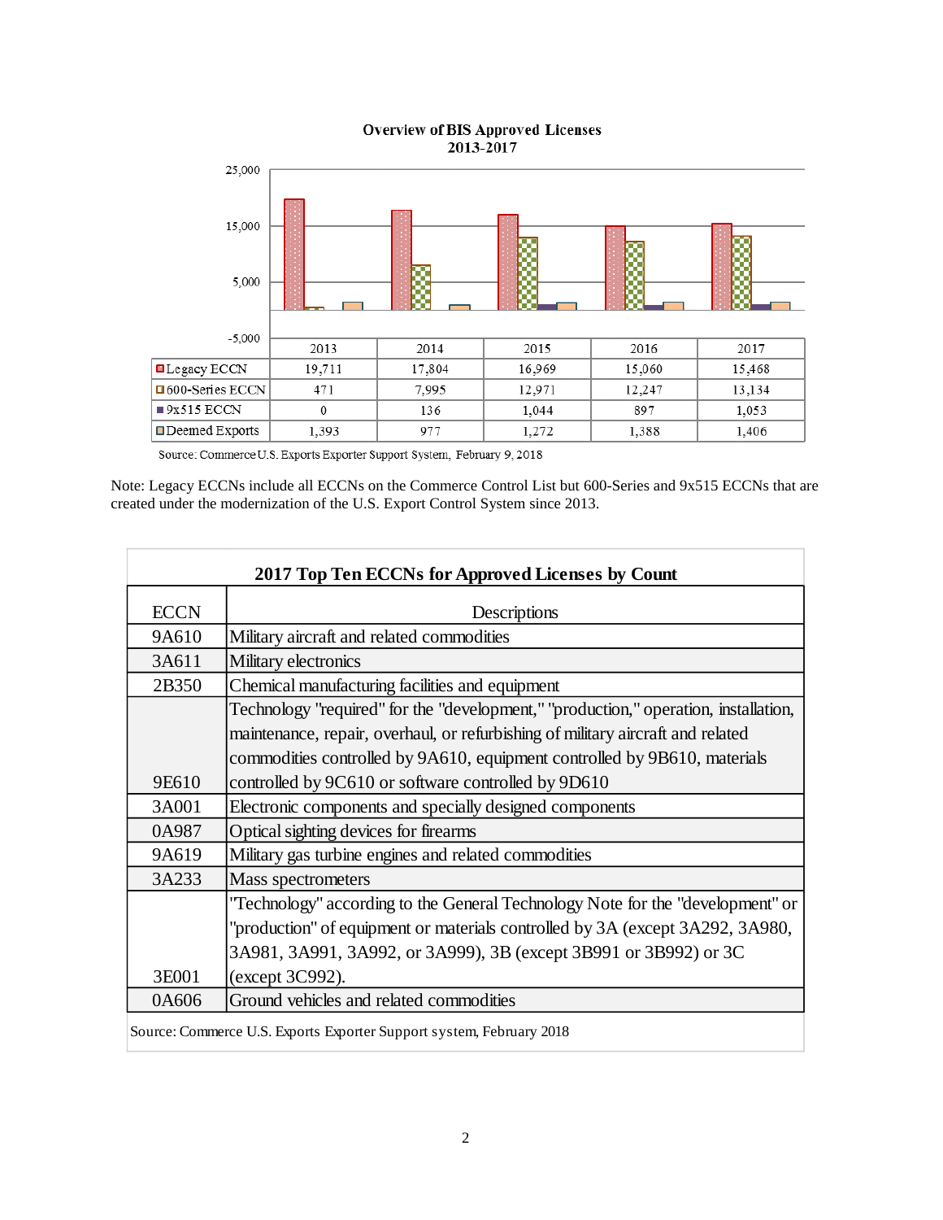**Overview of BIS Approved Licenses**
**2013-2017**

25,000
15,000
5,000
-5,000

2013 2014 2015 2016 2017

Legacy ECCN 19,711 17,804 16,969 15,060 15,468

600-Series ECCN 471 7,995 12,971 12,247 13,134

9x515 ECCN 0 136 1,044 897 1,053

Deemed Exports 1,393 977 1,272 1,388 1,406

Source: Commerce U.S. Exports Exporter Support System, February 9, 2018

Note: Legacy ECCNs include all ECCNs on the Commerce Control List but 600-Series and 9x515 ECCNs that are created under the modernization of the U.S. Export Control System since 2013.

**2017 Top Ten ECCNs for Approved Licenses by Count**

| ECCN | Descriptions |
|---|---|
| 9A610 | Military aircraft and related commodities |
| 3A611 | Military electronics |
| 2B350 | Chemical manufacturing facilities and equipment |
| 9E610 | Technology "required" for the "development," "production," operation, installation, maintenance, repair, overhaul, or refurbishing of military aircraft and related commodities controlled by 9A610, equipment controlled by 9B610, materials controlled by 9C610 or software controlled by 9D610 |
| 3A001 | Electronic components and specially designed components |
| 0A987 | Optical sighting devices for firearms |
| 9A619 | Military gas turbine engines and related commodities |
| 3A233 | Mass spectrometers |
| 3E001 | "Technology" according to the General Technology Note for the "development" or "production" of equipment or materials controlled by 3A (except 3A292, 3A980, 3A981, 3A991, 3A992, or 3A999), 3B (except 3B991 or 3B992) or 3C (except 3C992). |
| 0A606 | Ground vehicles and related commodities |

Source: Commerce U.S. Exports Exporter Support system, February 2018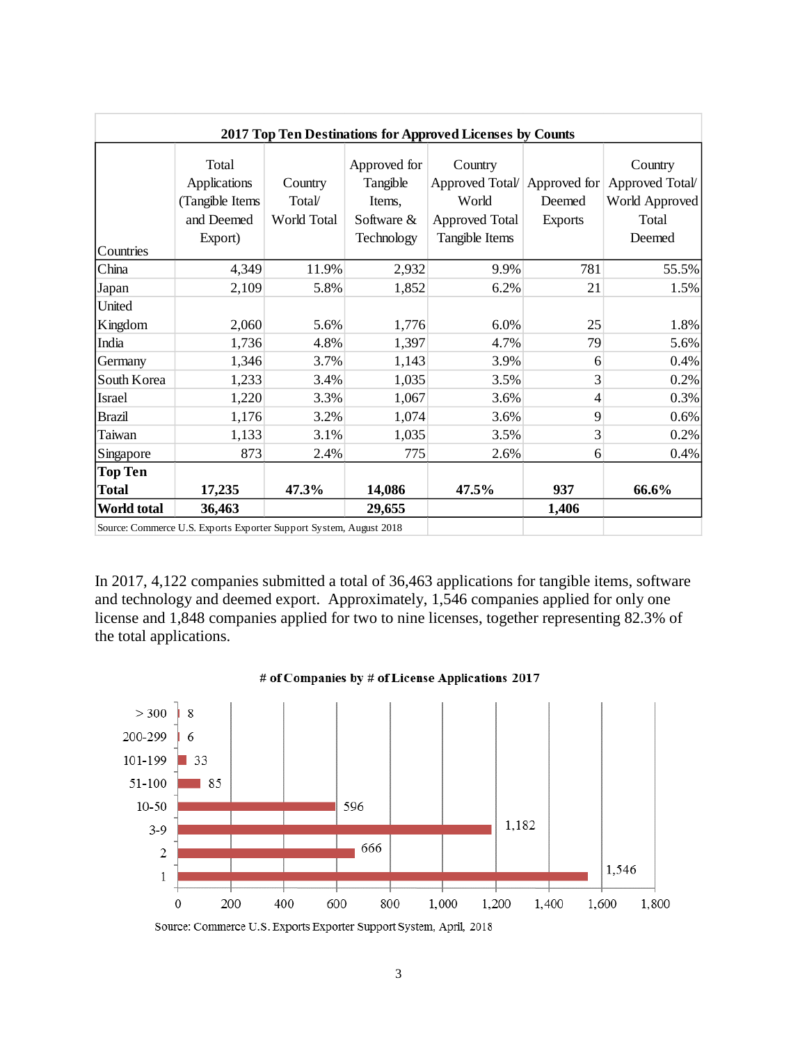| 2017 Top Ten Destinations for Approved Licenses by Counts | | | | | | |
|---|---|---|---|---|---|---|
| Countries | Total Applications (Tangible Items and Deemed Export) | Country Total/ World Total | Approved for Tangible Items, Software & Technology | Country Approved Total/ World Approved Total Tangible Items | Approved for Deemed Exports | Country Approved Total/ World Approved Total Deemed |
| China | 4,349 | 11.9% | 2,932 | 9.9% | 781 | 55.5% |
| Japan | 2,109 | 5.8% | 1,852 | 6.2% | 21 | 1.5% |
| United Kingdom | 2,060 | 5.6% | 1,776 | 6.0% | 25 | 1.8% |
| India | 1,736 | 4.8% | 1,397 | 4.7% | 79 | 5.6% |
| Germany | 1,346 | 3.7% | 1,143 | 3.9% | 6 | 0.4% |
| South Korea | 1,233 | 3.4% | 1,035 | 3.5% | 3 | 0.2% |
| Israel | 1,220 | 3.3% | 1,067 | 3.6% | 4 | 0.3% |
| Brazil | 1,176 | 3.2% | 1,074 | 3.6% | 9 | 0.6% |
| Taiwan | 1,133 | 3.1% | 1,035 | 3.5% | 3 | 0.2% |
| Singapore | 873 | 2.4% | 775 | 2.6% | 6 | 0.4% |
| **Top Ten Total** | **17,235** | **47.3%** | **14,086** | **47.5%** | **937** | **66.6%** |
| **World total** | **36,463** | | **29,655** | | **1,406** | |

Source: Commerce U.S. Exports Exporter Support System, August 2018

In 2017, 4,122 companies submitted a total of 36,463 applications for tangible items, software and technology and deemed export. Approximately, 1,546 companies applied for only one license and 1,848 companies applied for two to nine licenses, together representing 82.3% of the total applications.

**# of Companies by # of License Applications 2017**

\> 300: 8
200-299: 6
101-199: 33
51-100: 85
10-50: 596
3-9: 1,182
2: 666
1: 1,546

0 200 400 600 800 1,000 1,200 1,400 1,600 1,800

Source: Commerce U.S. Exports Exporter Support System, April, 2018